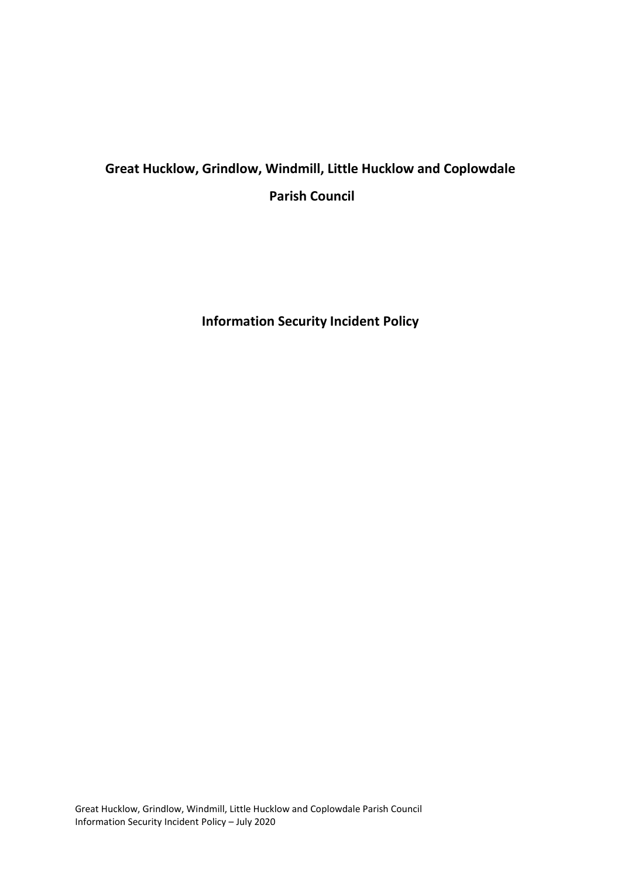# Great Hucklow, Grindlow, Windmill, Little Hucklow and Coplowdale Parish Council

## Information Security Incident Policy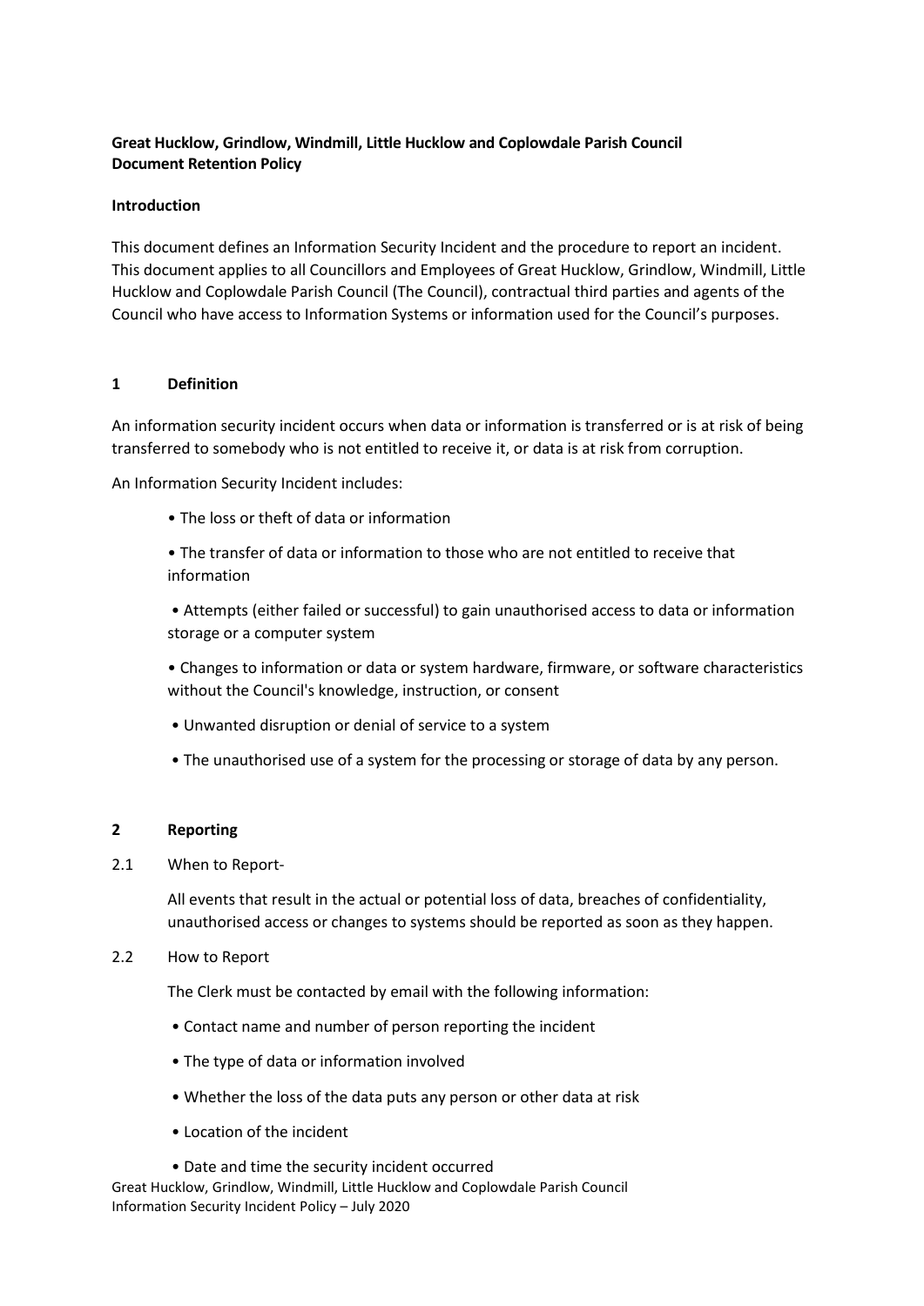**Great Hucklow, Grindlow, Windmill, Little Hucklow and Coplowdale Parish Council**
**Document Retention Policy**

**Introduction**

This document defines an Information Security Incident and the procedure to report an incident. This document applies to all Councillors and Employees of Great Hucklow, Grindlow, Windmill, Little Hucklow and Coplowdale Parish Council (The Council), contractual third parties and agents of the Council who have access to Information Systems or information used for the Council's purposes.

## 1 Definition

An information security incident occurs when data or information is transferred or is at risk of being transferred to somebody who is not entitled to receive it, or data is at risk from corruption.

An Information Security Incident includes:

- The loss or theft of data or information
- The transfer of data or information to those who are not entitled to receive that information
- Attempts (either failed or successful) to gain unauthorised access to data or information storage or a computer system
- Changes to information or data or system hardware, firmware, or software characteristics without the Council's knowledge, instruction, or consent
- Unwanted disruption or denial of service to a system
- The unauthorised use of a system for the processing or storage of data by any person.

## 2 Reporting

2.1 When to Report-

All events that result in the actual or potential loss of data, breaches of confidentiality, unauthorised access or changes to systems should be reported as soon as they happen.

2.2 How to Report

The Clerk must be contacted by email with the following information:

- Contact name and number of person reporting the incident
- The type of data or information involved
- Whether the loss of the data puts any person or other data at risk
- Location of the incident
- Date and time the security incident occurred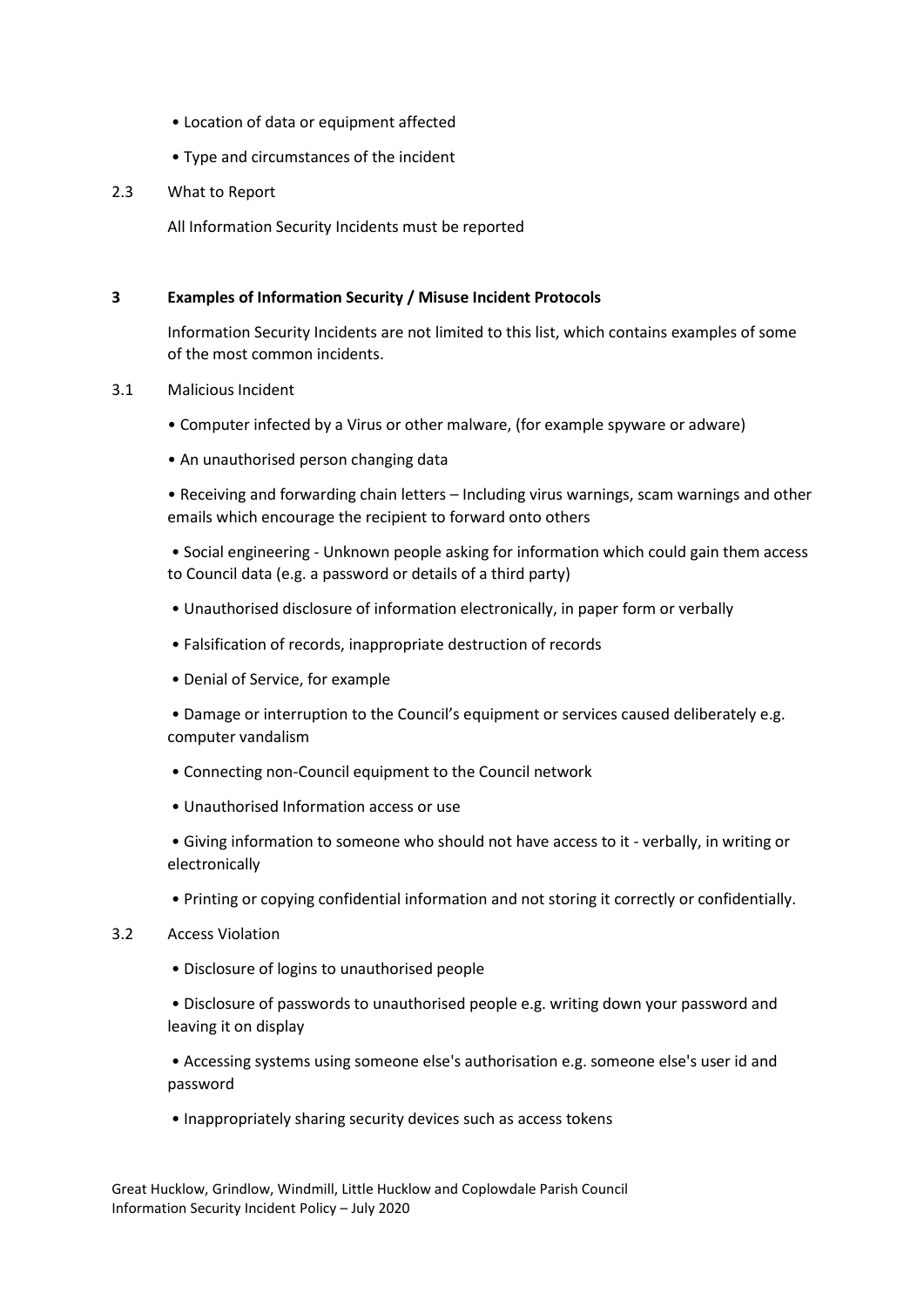- Location of data or equipment affected
- Type and circumstances of the incident

2.3 What to Report

All Information Security Incidents must be reported

## 3 Examples of Information Security / Misuse Incident Protocols

Information Security Incidents are not limited to this list, which contains examples of some of the most common incidents.

3.1 Malicious Incident

- Computer infected by a Virus or other malware, (for example spyware or adware)
- An unauthorised person changing data
- Receiving and forwarding chain letters – Including virus warnings, scam warnings and other emails which encourage the recipient to forward onto others
- Social engineering - Unknown people asking for information which could gain them access to Council data (e.g. a password or details of a third party)
- Unauthorised disclosure of information electronically, in paper form or verbally
- Falsification of records, inappropriate destruction of records
- Denial of Service, for example
- Damage or interruption to the Council's equipment or services caused deliberately e.g. computer vandalism
- Connecting non-Council equipment to the Council network
- Unauthorised Information access or use
- Giving information to someone who should not have access to it - verbally, in writing or electronically
- Printing or copying confidential information and not storing it correctly or confidentially.

3.2 Access Violation

- Disclosure of logins to unauthorised people
- Disclosure of passwords to unauthorised people e.g. writing down your password and leaving it on display
- Accessing systems using someone else's authorisation e.g. someone else's user id and password
- Inappropriately sharing security devices such as access tokens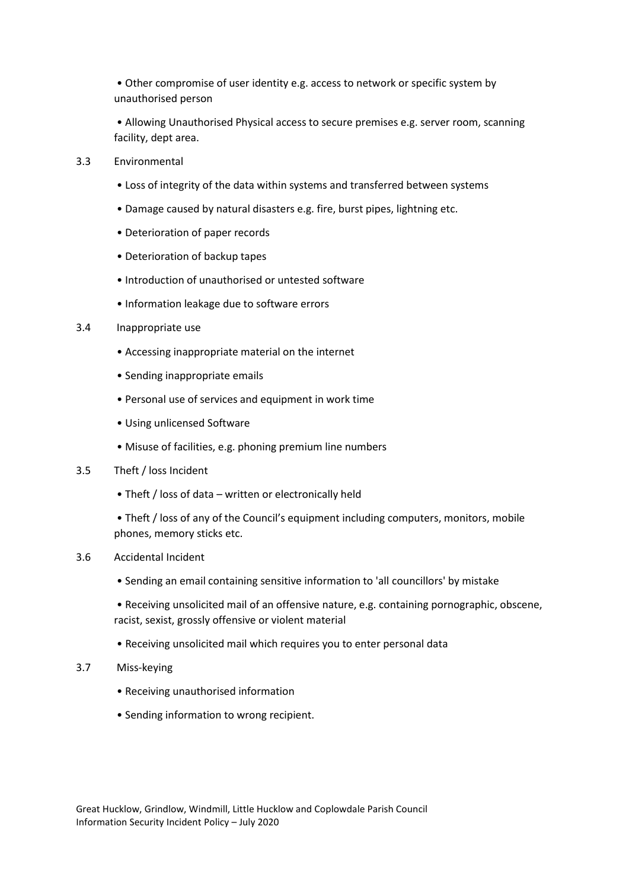- Other compromise of user identity e.g. access to network or specific system by unauthorised person
- Allowing Unauthorised Physical access to secure premises e.g. server room, scanning facility, dept area.

3.3 Environmental

- Loss of integrity of the data within systems and transferred between systems
- Damage caused by natural disasters e.g. fire, burst pipes, lightning etc.
- Deterioration of paper records
- Deterioration of backup tapes
- Introduction of unauthorised or untested software
- Information leakage due to software errors

3.4 Inappropriate use

- Accessing inappropriate material on the internet
- Sending inappropriate emails
- Personal use of services and equipment in work time
- Using unlicensed Software
- Misuse of facilities, e.g. phoning premium line numbers

3.5 Theft / loss Incident

- Theft / loss of data – written or electronically held
- Theft / loss of any of the Council's equipment including computers, monitors, mobile phones, memory sticks etc.

3.6 Accidental Incident

- Sending an email containing sensitive information to 'all councillors' by mistake
- Receiving unsolicited mail of an offensive nature, e.g. containing pornographic, obscene, racist, sexist, grossly offensive or violent material
- Receiving unsolicited mail which requires you to enter personal data

3.7 Miss-keying

- Receiving unauthorised information
- Sending information to wrong recipient.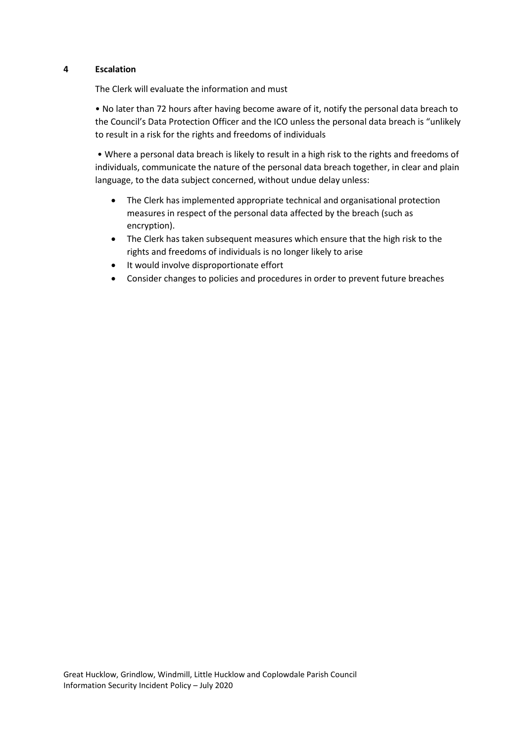## 4 Escalation

The Clerk will evaluate the information and must

• No later than 72 hours after having become aware of it, notify the personal data breach to the Council's Data Protection Officer and the ICO unless the personal data breach is "unlikely to result in a risk for the rights and freedoms of individuals

• Where a personal data breach is likely to result in a high risk to the rights and freedoms of individuals, communicate the nature of the personal data breach together, in clear and plain language, to the data subject concerned, without undue delay unless:

- The Clerk has implemented appropriate technical and organisational protection measures in respect of the personal data affected by the breach (such as encryption).
- The Clerk has taken subsequent measures which ensure that the high risk to the rights and freedoms of individuals is no longer likely to arise
- It would involve disproportionate effort
- Consider changes to policies and procedures in order to prevent future breaches